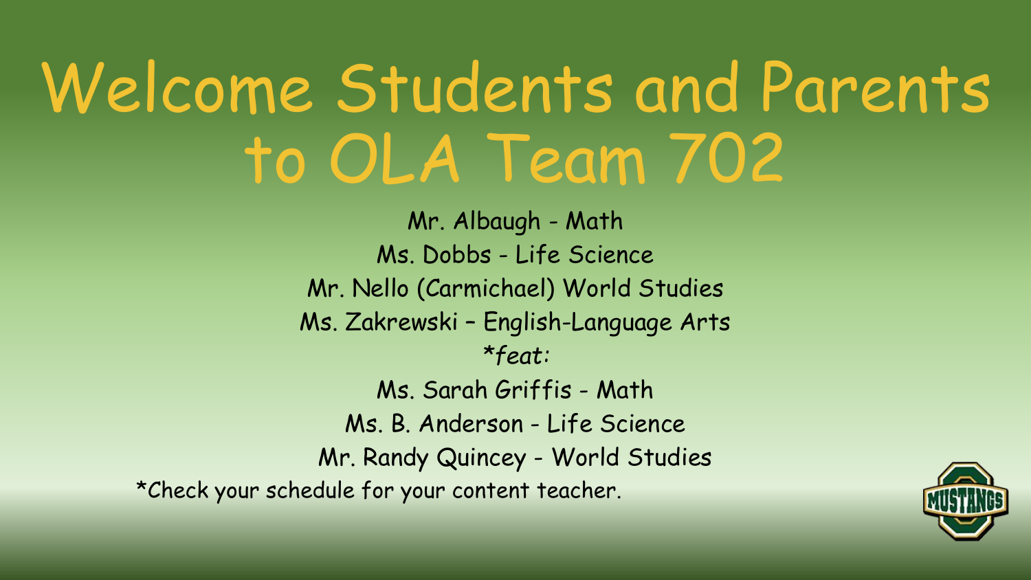# Welcome Students and Parents to OLA Team 702

Mr. Albaugh - Math

Ms. Dobbs - Life Science

Mr. Nello (Carmichael) World Studies

Ms. Zakrewski – English-Language Arts

*\*feat:*

Ms. Sarah Griffis - Math

Ms. B. Anderson - Life Science

Mr. Randy Quincey - World Studies

*Check your schedule for your content teacher.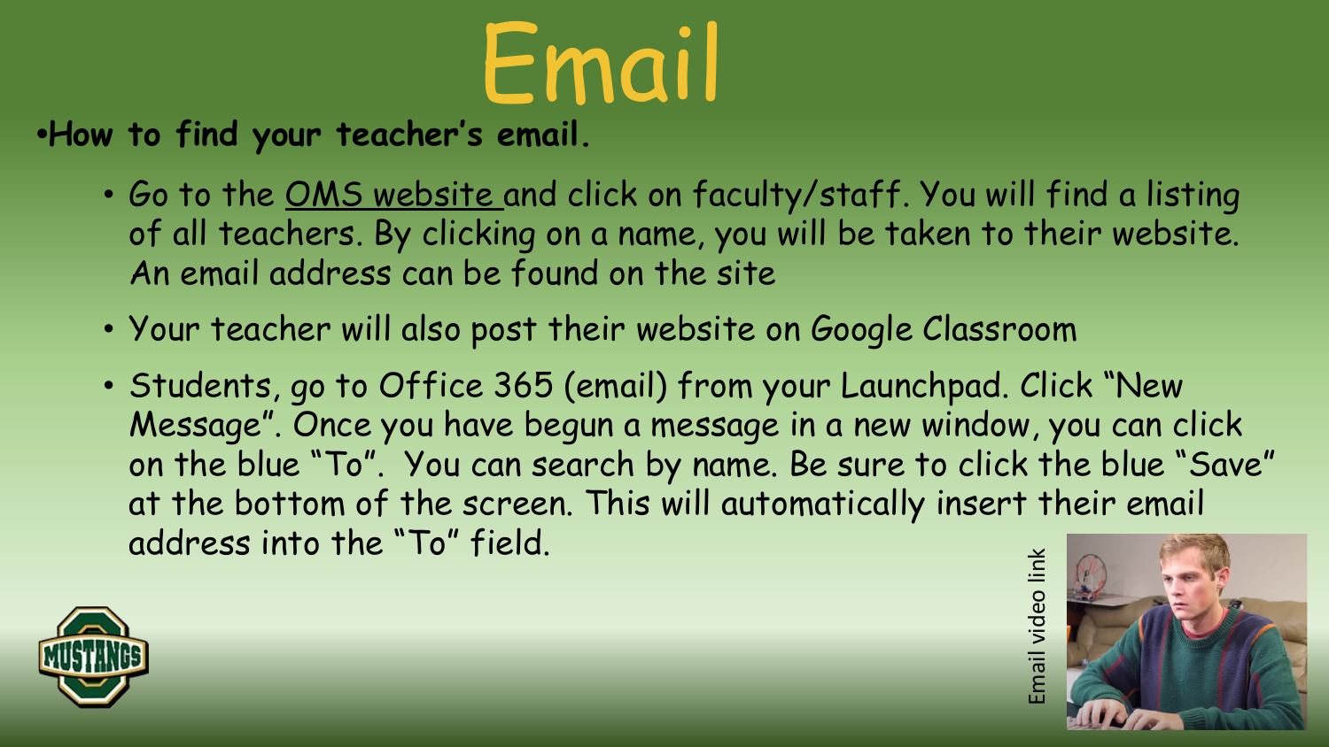# Email

- **How to find your teacher's email.**
  - Go to the OMS website and click on faculty/staff. You will find a listing of all teachers. By clicking on a name, you will be taken to their website. An email address can be found on the site
  - Your teacher will also post their website on Google Classroom
  - Students, go to Office 365 (email) from your Launchpad. Click "New Message". Once you have begun a message in a new window, you can click on the blue "To". You can search by name. Be sure to click the blue "Save" at the bottom of the screen. This will automatically insert their email address into the "To" field.

Email video link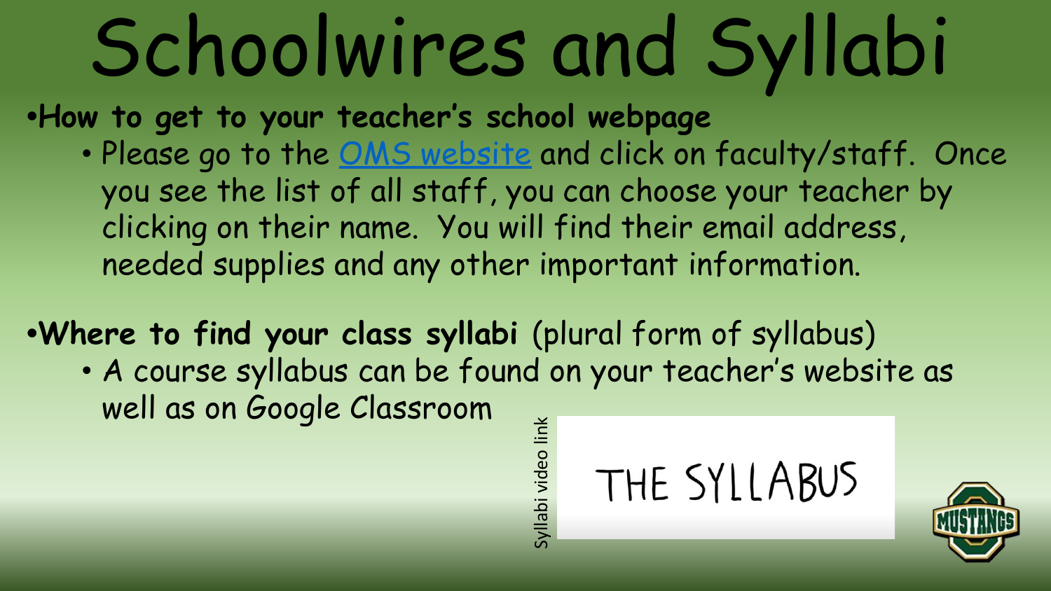# Schoolwires and Syllabi

- **How to get to your teacher's school webpage**
  - Please go to the OMS website and click on faculty/staff. Once you see the list of all staff, you can choose your teacher by clicking on their name. You will find their email address, needed supplies and any other important information.

- **Where to find your class syllabi** (plural form of syllabus)
  - A course syllabus can be found on your teacher's website as well as on Google Classroom

Syllabi video link

THE SYLLABUS

MUSTANGS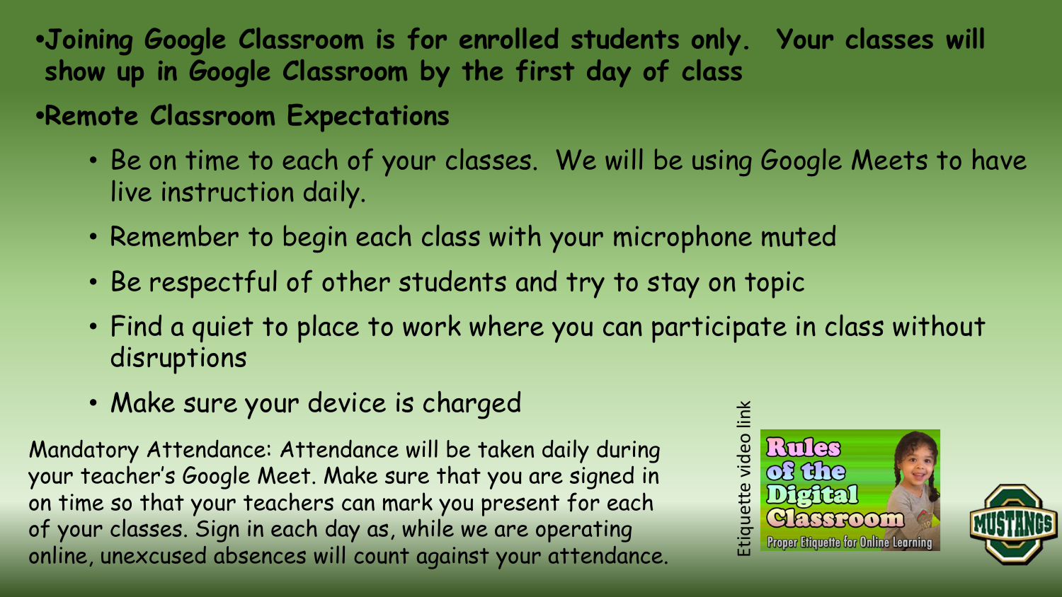- **Joining Google Classroom is for enrolled students only. Your classes will show up in Google Classroom by the first day of class**
- **Remote Classroom Expectations**
  - Be on time to each of your classes. We will be using Google Meets to have live instruction daily.
  - Remember to begin each class with your microphone muted
  - Be respectful of other students and try to stay on topic
  - Find a quiet to place to work where you can participate in class without disruptions
  - Make sure your device is charged

Mandatory Attendance: Attendance will be taken daily during your teacher's Google Meet. Make sure that you are signed in on time so that your teachers can mark you present for each of your classes. Sign in each day as, while we are operating online, unexcused absences will count against your attendance.

Etiquette video link

Rules of the Digital Classroom

Proper Etiquette for Online Learning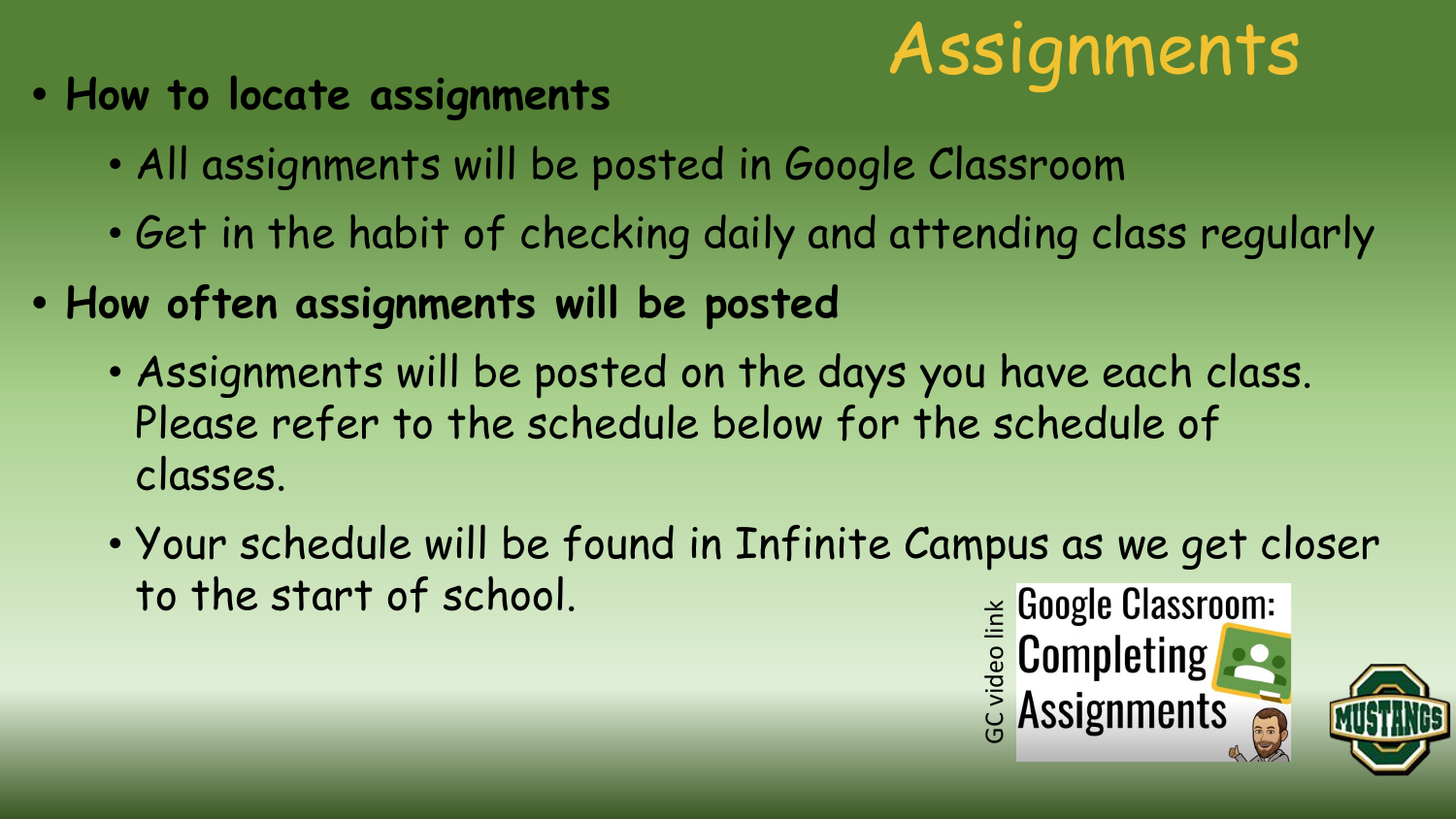# Assignments

- **How to locate assignments**
  - All assignments will be posted in Google Classroom
  - Get in the habit of checking daily and attending class regularly
- **How often assignments will be posted**
  - Assignments will be posted on the days you have each class. Please refer to the schedule below for the schedule of classes.
  - Your schedule will be found in Infinite Campus as we get closer to the start of school.

GC video link

Google Classroom: Completing Assignments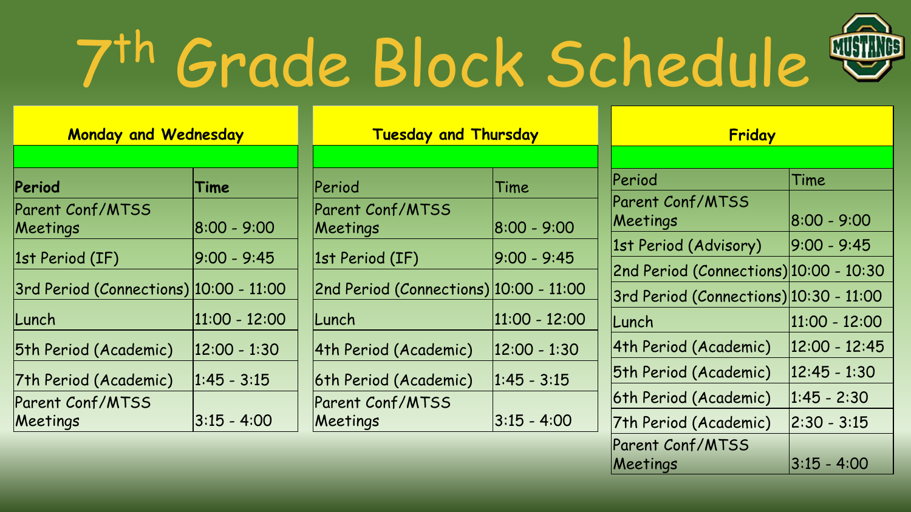# 7th Grade Block Schedule

**Monday and Wednesday**

| **Period** | **Time** |
|---|---|
| Parent Conf/MTSS Meetings | 8:00 - 9:00 |
| 1st Period (IF) | 9:00 - 9:45 |
| 3rd Period (Connections) | 10:00 - 11:00 |
| Lunch | 11:00 - 12:00 |
| 5th Period (Academic) | 12:00 - 1:30 |
| 7th Period (Academic) | 1:45 - 3:15 |
| Parent Conf/MTSS Meetings | 3:15 - 4:00 |

**Tuesday and Thursday**

| Period | Time |
|---|---|
| Parent Conf/MTSS Meetings | 8:00 - 9:00 |
| 1st Period (IF) | 9:00 - 9:45 |
| 2nd Period (Connections) | 10:00 - 11:00 |
| Lunch | 11:00 - 12:00 |
| 4th Period (Academic) | 12:00 - 1:30 |
| 6th Period (Academic) | 1:45 - 3:15 |
| Parent Conf/MTSS Meetings | 3:15 - 4:00 |

**Friday**

| Period | Time |
|---|---|
| Parent Conf/MTSS Meetings | 8:00 - 9:00 |
| 1st Period (Advisory) | 9:00 - 9:45 |
| 2nd Period (Connections) | 10:00 - 10:30 |
| 3rd Period (Connections) | 10:30 - 11:00 |
| Lunch | 11:00 - 12:00 |
| 4th Period (Academic) | 12:00 - 12:45 |
| 5th Period (Academic) | 12:45 - 1:30 |
| 6th Period (Academic) | 1:45 - 2:30 |
| 7th Period (Academic) | 2:30 - 3:15 |
| Parent Conf/MTSS Meetings | 3:15 - 4:00 |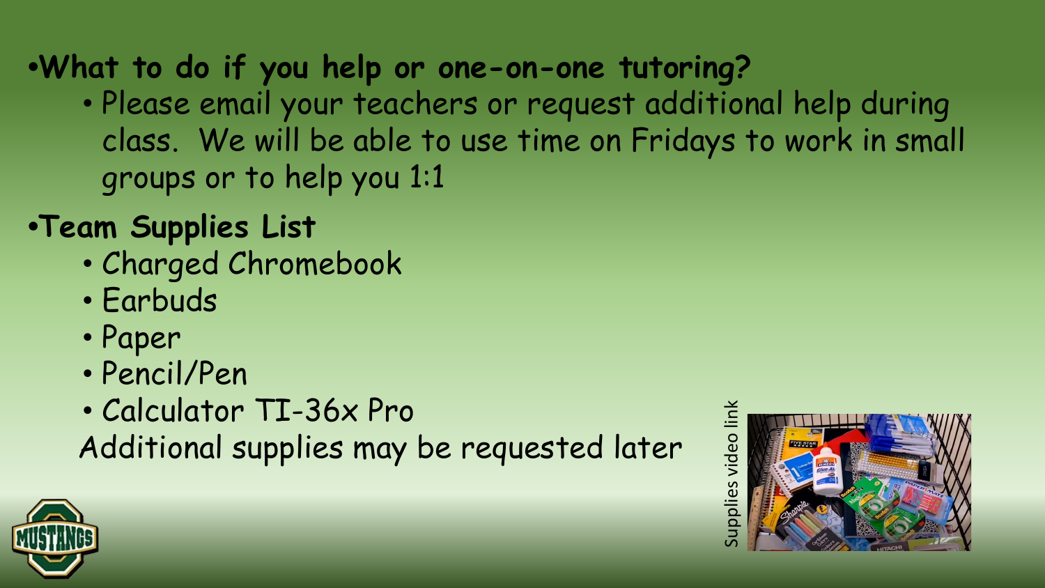- **What to do if you help or one-on-one tutoring?**
  - Please email your teachers or request additional help during class. We will be able to use time on Fridays to work in small groups or to help you 1:1
- **Team Supplies List**
  - Charged Chromebook
  - Earbuds
  - Paper
  - Pencil/Pen
  - Calculator TI-36x Pro

  Additional supplies may be requested later

Supplies video link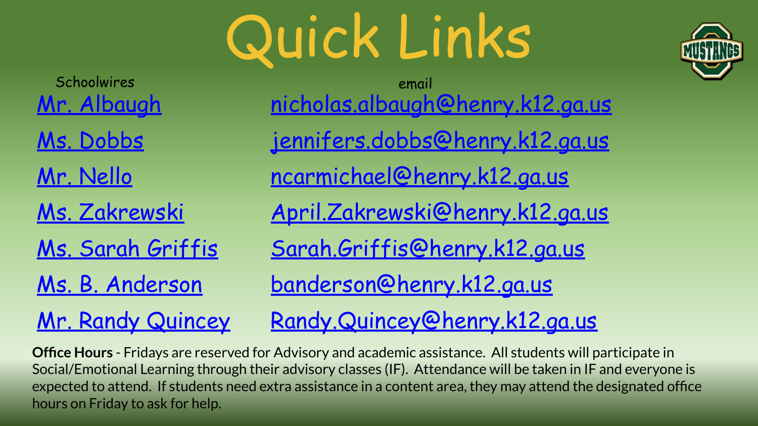# Quick Links

| Schoolwires | email |
| --- | --- |
| Mr. Albaugh | nicholas.albaugh@henry.k12.ga.us |
| Ms. Dobbs | jennifers.dobbs@henry.k12.ga.us |
| Mr. Nello | ncarmichael@henry.k12.ga.us |
| Ms. Zakrewski | April.Zakrewski@henry.k12.ga.us |
| Ms. Sarah Griffis | Sarah.Griffis@henry.k12.ga.us |
| Ms. B. Anderson | banderson@henry.k12.ga.us |
| Mr. Randy Quincey | Randy.Quincey@henry.k12.ga.us |

**Office Hours** - Fridays are reserved for Advisory and academic assistance. All students will participate in Social/Emotional Learning through their advisory classes (IF). Attendance will be taken in IF and everyone is expected to attend. If students need extra assistance in a content area, they may attend the designated office hours on Friday to ask for help.